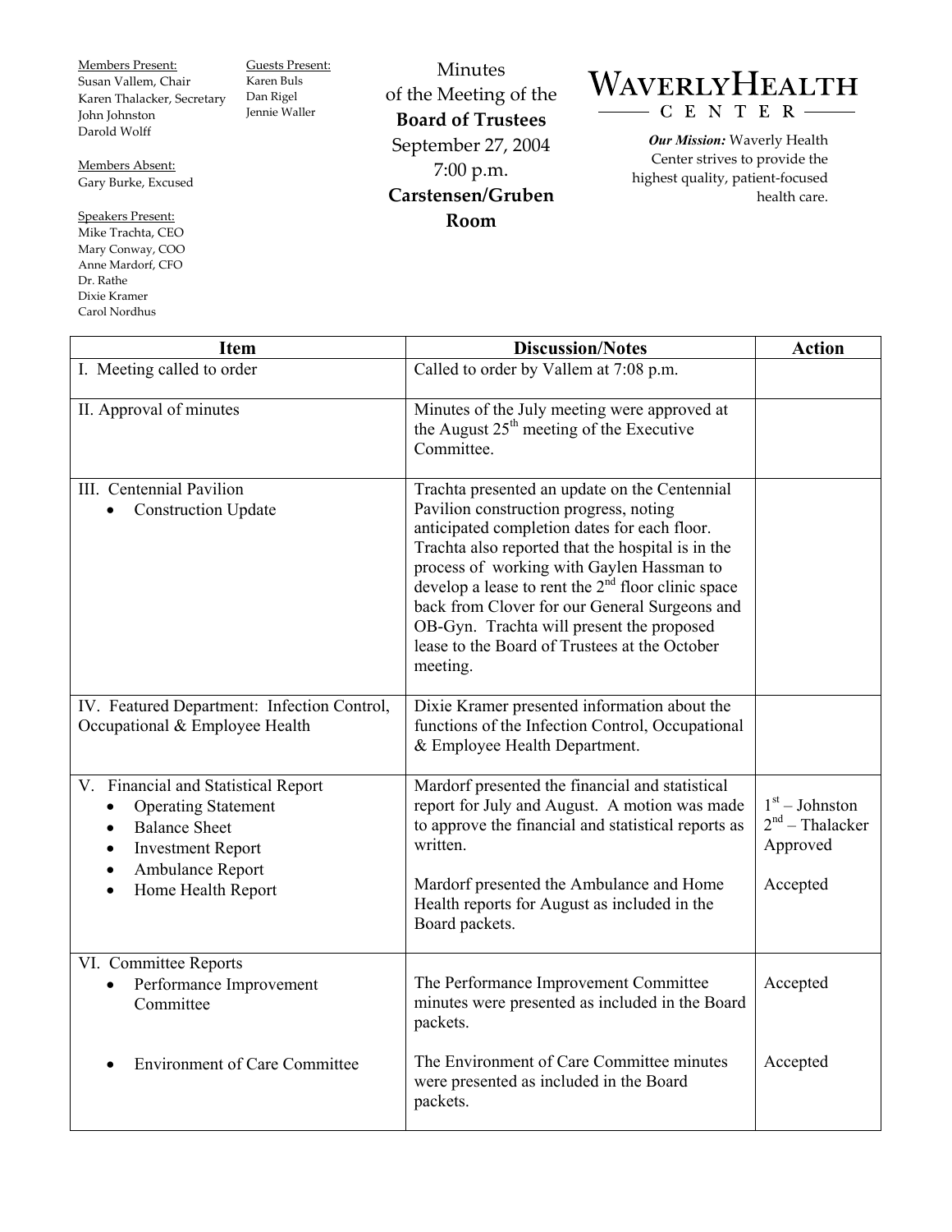**Members Present:**
Susan Vallem, Chair
Karen Thalacker, Secretary
John Johnston
Darold Wolff

**Members Absent:**
Gary Burke, Excused

**Speakers Present:**
Mike Trachta, CEO
Mary Conway, COO
Anne Mardorf, CFO
Dr. Rathe
Dixie Kramer
Carol Nordhus

**Guests Present:**
Karen Buls
Dan Rigel
Jennie Waller

# Minutes of the Meeting of the Board of Trustees

**September 27, 2004**
**7:00 p.m.**
**Carstensen/Gruben Room**

# WAVERLY HEALTH CENTER

***Our Mission:*** Waverly Health Center strives to provide the highest quality, patient-focused health care.

| Item | Discussion/Notes | Action |
|---|---|---|
| I. Meeting called to order | Called to order by Vallem at 7:08 p.m. | |
| II. Approval of minutes | Minutes of the July meeting were approved at the August 25th meeting of the Executive Committee. | |
| III. Centennial Pavilion<br>• Construction Update | Trachta presented an update on the Centennial Pavilion construction progress, noting anticipated completion dates for each floor. Trachta also reported that the hospital is in the process of working with Gaylen Hassman to develop a lease to rent the 2nd floor clinic space back from Clover for our General Surgeons and OB-Gyn. Trachta will present the proposed lease to the Board of Trustees at the October meeting. | |
| IV. Featured Department: Infection Control, Occupational & Employee Health | Dixie Kramer presented information about the functions of the Infection Control, Occupational & Employee Health Department. | |
| V. Financial and Statistical Report<br>• Operating Statement<br>• Balance Sheet<br>• Investment Report<br>• Ambulance Report<br>• Home Health Report | Mardorf presented the financial and statistical report for July and August. A motion was made to approve the financial and statistical reports as written.<br><br>Mardorf presented the Ambulance and Home Health reports for August as included in the Board packets. | 1st – Johnston<br>2nd – Thalacker<br>Approved<br><br>Accepted |
| VI. Committee Reports<br>• Performance Improvement Committee | The Performance Improvement Committee minutes were presented as included in the Board packets. | Accepted |
| • Environment of Care Committee | The Environment of Care Committee minutes were presented as included in the Board packets. | Accepted |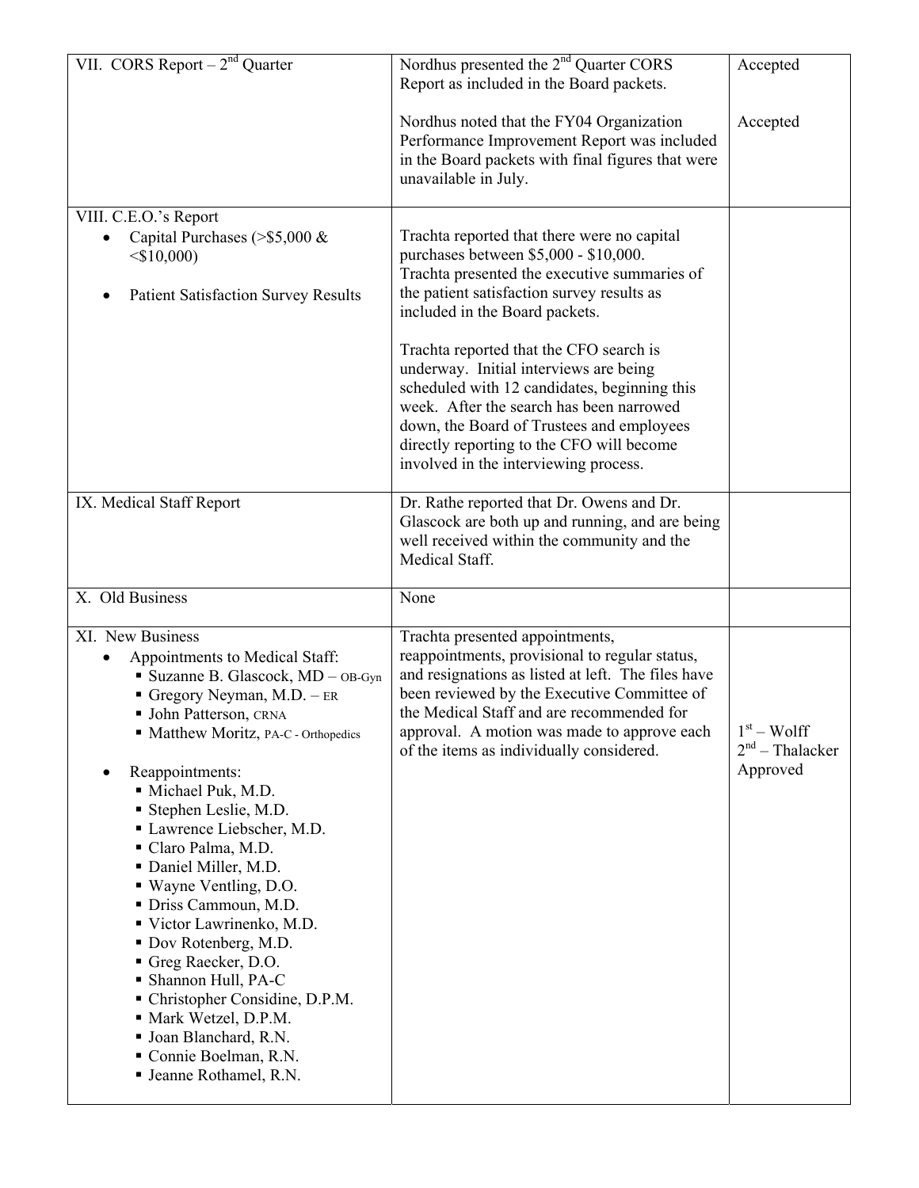| | | |
|---|---|---|
| VII. CORS Report – 2nd Quarter | Nordhus presented the 2nd Quarter CORS Report as included in the Board packets.<br><br>Nordhus noted that the FY04 Organization Performance Improvement Report was included in the Board packets with final figures that were unavailable in July. | Accepted<br><br>Accepted |
| VIII. C.E.O.'s Report<br>• Capital Purchases (>$5,000 & <$10,000)<br>• Patient Satisfaction Survey Results | Trachta reported that there were no capital purchases between $5,000 - $10,000.<br>Trachta presented the executive summaries of the patient satisfaction survey results as included in the Board packets.<br><br>Trachta reported that the CFO search is underway. Initial interviews are being scheduled with 12 candidates, beginning this week. After the search has been narrowed down, the Board of Trustees and employees directly reporting to the CFO will become involved in the interviewing process. | |
| IX. Medical Staff Report | Dr. Rathe reported that Dr. Owens and Dr. Glascock are both up and running, and are being well received within the community and the Medical Staff. | |
| X. Old Business | None | |
| XI. New Business<br>• Appointments to Medical Staff:<br>▪ Suzanne B. Glascock, MD – OB-Gyn<br>▪ Gregory Neyman, M.D. – ER<br>▪ John Patterson, CRNA<br>▪ Matthew Moritz, PA-C - Orthopedics<br><br>• Reappointments:<br>▪ Michael Puk, M.D.<br>▪ Stephen Leslie, M.D.<br>▪ Lawrence Liebscher, M.D.<br>▪ Claro Palma, M.D.<br>▪ Daniel Miller, M.D.<br>▪ Wayne Ventling, D.O.<br>▪ Driss Cammoun, M.D.<br>▪ Victor Lawrinenko, M.D.<br>▪ Dov Rotenberg, M.D.<br>▪ Greg Raecker, D.O.<br>▪ Shannon Hull, PA-C<br>▪ Christopher Considine, D.P.M.<br>▪ Mark Wetzel, D.P.M.<br>▪ Joan Blanchard, R.N.<br>▪ Connie Boelman, R.N.<br>▪ Jeanne Rothamel, R.N. | Trachta presented appointments, reappointments, provisional to regular status, and resignations as listed at left. The files have been reviewed by the Executive Committee of the Medical Staff and are recommended for approval. A motion was made to approve each of the items as individually considered. | 1st – Wolff<br>2nd – Thalacker<br>Approved |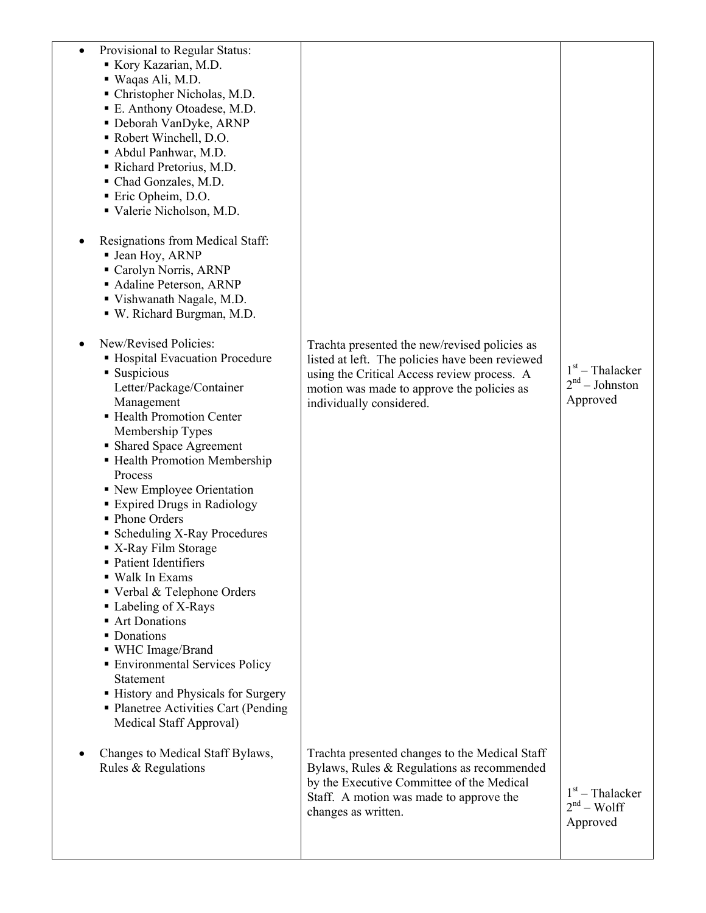| | | |
|---|---|---|
| • Provisional to Regular Status:<br>▪ Kory Kazarian, M.D.<br>▪ Waqas Ali, M.D.<br>▪ Christopher Nicholas, M.D.<br>▪ E. Anthony Otoadese, M.D.<br>▪ Deborah VanDyke, ARNP<br>▪ Robert Winchell, D.O.<br>▪ Abdul Panhwar, M.D.<br>▪ Richard Pretorius, M.D.<br>▪ Chad Gonzales, M.D.<br>▪ Eric Opheim, D.O.<br>▪ Valerie Nicholson, M.D.<br><br>• Resignations from Medical Staff:<br>▪ Jean Hoy, ARNP<br>▪ Carolyn Norris, ARNP<br>▪ Adaline Peterson, ARNP<br>▪ Vishwanath Nagale, M.D.<br>▪ W. Richard Burgman, M.D. | | |
| • New/Revised Policies:<br>▪ Hospital Evacuation Procedure<br>▪ Suspicious Letter/Package/Container Management<br>▪ Health Promotion Center Membership Types<br>▪ Shared Space Agreement<br>▪ Health Promotion Membership Process<br>▪ New Employee Orientation<br>▪ Expired Drugs in Radiology<br>▪ Phone Orders<br>▪ Scheduling X-Ray Procedures<br>▪ X-Ray Film Storage<br>▪ Patient Identifiers<br>▪ Walk In Exams<br>▪ Verbal & Telephone Orders<br>▪ Labeling of X-Rays<br>▪ Art Donations<br>▪ Donations<br>▪ WHC Image/Brand<br>▪ Environmental Services Policy Statement<br>▪ History and Physicals for Surgery<br>▪ Planetree Activities Cart (Pending Medical Staff Approval) | Trachta presented the new/revised policies as listed at left. The policies have been reviewed using the Critical Access review process. A motion was made to approve the policies as individually considered. | 1st – Thalacker<br>2nd – Johnston<br>Approved |
| • Changes to Medical Staff Bylaws, Rules & Regulations | Trachta presented changes to the Medical Staff Bylaws, Rules & Regulations as recommended by the Executive Committee of the Medical Staff. A motion was made to approve the changes as written. | 1st – Thalacker<br>2nd – Wolff<br>Approved |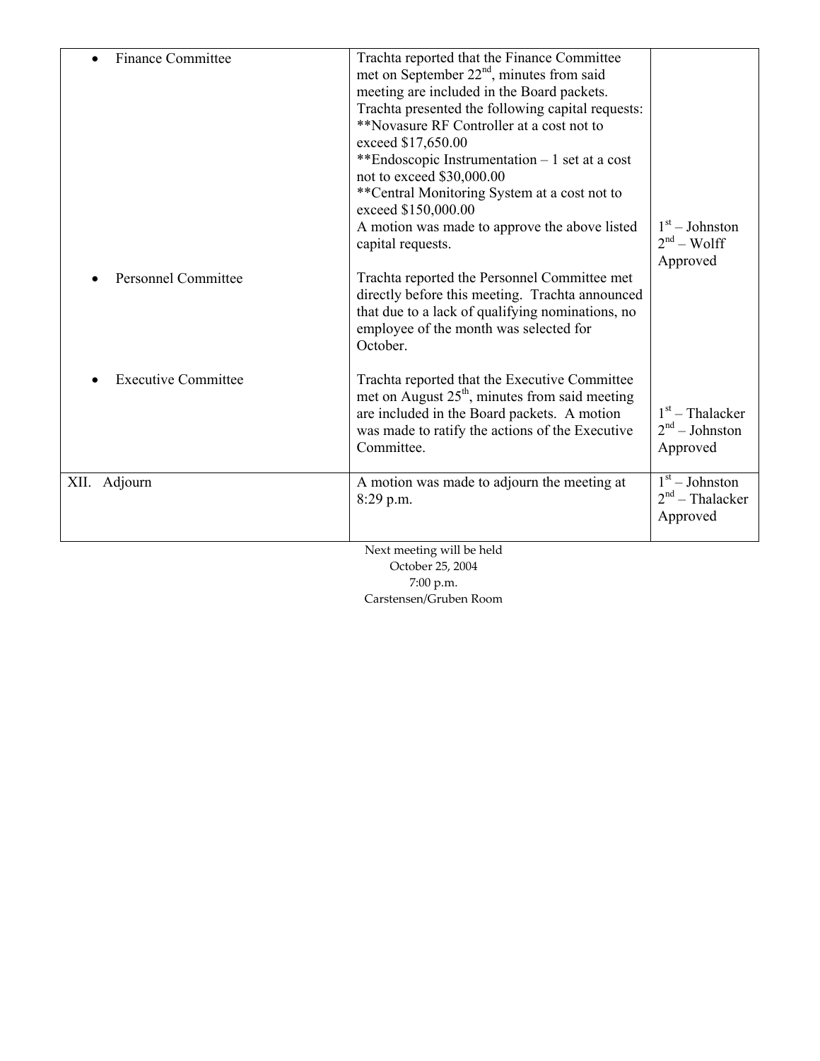| | | |
|---|---|---|
| • Finance Committee | Trachta reported that the Finance Committee met on September 22nd, minutes from said meeting are included in the Board packets. Trachta presented the following capital requests:<br>**Novasure RF Controller at a cost not to exceed $17,650.00<br>**Endoscopic Instrumentation – 1 set at a cost not to exceed $30,000.00<br>**Central Monitoring System at a cost not to exceed $150,000.00<br>A motion was made to approve the above listed capital requests. | 1st – Johnston<br>2nd – Wolff<br>Approved |
| • Personnel Committee | Trachta reported the Personnel Committee met directly before this meeting. Trachta announced that due to a lack of qualifying nominations, no employee of the month was selected for October. | |
| • Executive Committee | Trachta reported that the Executive Committee met on August 25th, minutes from said meeting are included in the Board packets. A motion was made to ratify the actions of the Executive Committee. | 1st – Thalacker<br>2nd – Johnston<br>Approved |
| XII. Adjourn | A motion was made to adjourn the meeting at 8:29 p.m. | 1st – Johnston<br>2nd – Thalacker<br>Approved |

Next meeting will be held
October 25, 2004
7:00 p.m.
Carstensen/Gruben Room